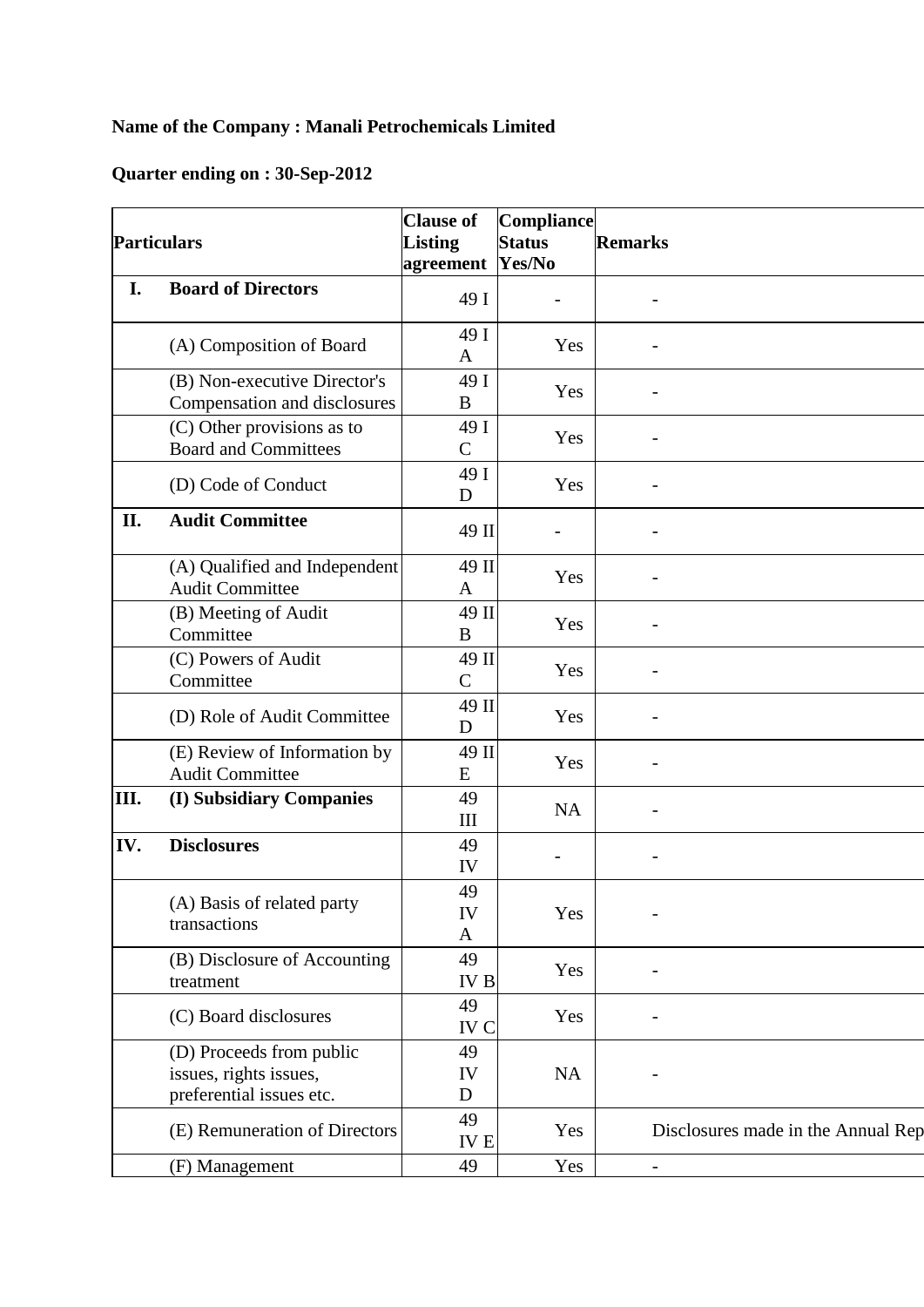**Name of the Company : Manali Petrochemicals Limited**

**Quarter ending on : 30-Sep-2012**

| **Particulars** | | **Clause of Listing agreement** | **Compliance Status Yes/No** | **Remarks** |
|---|---|---|---|---|
| **I.** | **Board of Directors** | 49 I | - | - |
| | (A) Composition of Board | 49 I A | Yes | - |
| | (B) Non-executive Director's Compensation and disclosures | 49 I B | Yes | - |
| | (C) Other provisions as to Board and Committees | 49 I C | Yes | - |
| | (D) Code of Conduct | 49 I D | Yes | - |
| **II.** | **Audit Committee** | 49 II | - | - |
| | (A) Qualified and Independent Audit Committee | 49 II A | Yes | - |
| | (B) Meeting of Audit Committee | 49 II B | Yes | - |
| | (C) Powers of Audit Committee | 49 II C | Yes | - |
| | (D) Role of Audit Committee | 49 II D | Yes | - |
| | (E) Review of Information by Audit Committee | 49 II E | Yes | - |
| **III.** | **(I) Subsidiary Companies** | 49 III | NA | - |
| **IV.** | **Disclosures** | 49 IV | - | - |
| | (A) Basis of related party transactions | 49 IV A | Yes | - |
| | (B) Disclosure of Accounting treatment | 49 IV B | Yes | - |
| | (C) Board disclosures | 49 IV C | Yes | - |
| | (D) Proceeds from public issues, rights issues, preferential issues etc. | 49 IV D | NA | - |
| | (E) Remuneration of Directors | 49 IV E | Yes | Disclosures made in the Annual Rep |
| | (F) Management | 49 | Yes | - |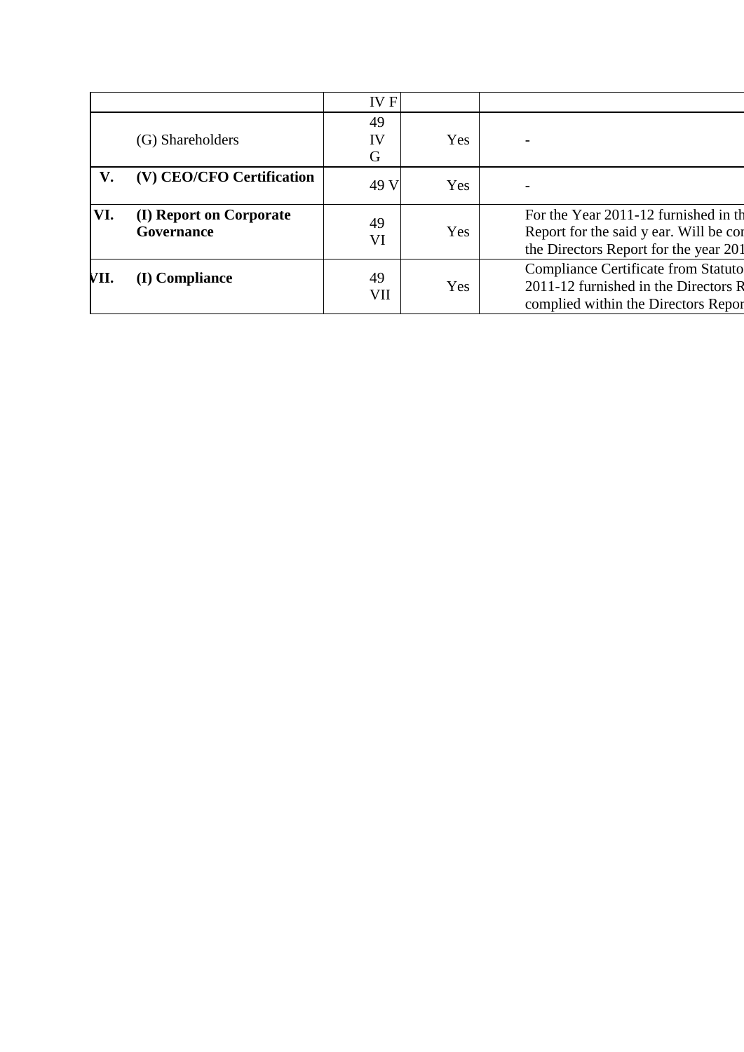| | | | | |
|---|---|---|---|---|
| | | IV F | | |
| | (G) Shareholders | 49 IV G | Yes | - |
| **V.** | **(V) CEO/CFO Certification** | 49 V | Yes | - |
| **VI.** | **(I) Report on Corporate Governance** | 49 VI | Yes | For the Year 2011-12 furnished in th Report for the said y ear. Will be com the Directors Report for the year 201 |
| **VII.** | **(I) Compliance** | 49 VII | Yes | Compliance Certificate from Statuto 2011-12 furnished in the Directors R complied within the Directors Repor |